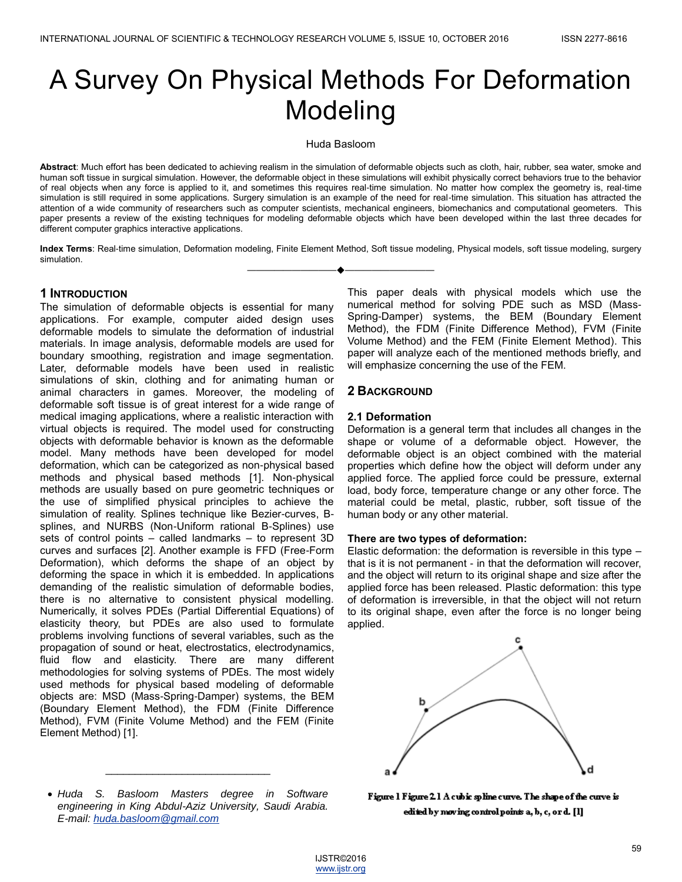# A Survey On Physical Methods For Deformation Modeling

Huda Basloom

**Abstract**: Much effort has been dedicated to achieving realism in the simulation of deformable objects such as cloth, hair, rubber, sea water, smoke and human soft tissue in surgical simulation. However, the deformable object in these simulations will exhibit physically correct behaviors true to the behavior of real objects when any force is applied to it, and sometimes this requires real-time simulation. No matter how complex the geometry is, real-time simulation is still required in some applications. Surgery simulation is an example of the need for real-time simulation. This situation has attracted the attention of a wide community of researchers such as computer scientists, mechanical engineers, biomechanics and computational geometers. This paper presents a review of the existing techniques for modeling deformable objects which have been developed within the last three decades for different computer graphics interactive applications.

**Index Terms**: Real-time simulation, Deformation modeling, Finite Element Method, Soft tissue modeling, Physical models, soft tissue modeling, surgery simulation.

## 1 Introduction

The simulation of deformable objects is essential for many applications. For example, computer aided design uses deformable models to simulate the deformation of industrial materials. In image analysis, deformable models are used for boundary smoothing, registration and image segmentation. Later, deformable models have been used in realistic simulations of skin, clothing and for animating human or animal characters in games. Moreover, the modeling of deformable soft tissue is of great interest for a wide range of medical imaging applications, where a realistic interaction with virtual objects is required. The model used for constructing objects with deformable behavior is known as the deformable model. Many methods have been developed for model deformation, which can be categorized as non-physical based methods and physical based methods [1]. Non-physical methods are usually based on pure geometric techniques or the use of simplified physical principles to achieve the simulation of reality. Splines technique like Bezier-curves, B-splines, and NURBS (Non-Uniform rational B-Splines) use sets of control points – called landmarks – to represent 3D curves and surfaces [2]. Another example is FFD (Free-Form Deformation), which deforms the shape of an object by deforming the space in which it is embedded. In applications demanding of the realistic simulation of deformable bodies, there is no alternative to consistent physical modelling. Numerically, it solves PDEs (Partial Differential Equations) of elasticity theory, but PDEs are also used to formulate problems involving functions of several variables, such as the propagation of sound or heat, electrostatics, electrodynamics, fluid flow and elasticity. There are many different methodologies for solving systems of PDEs. The most widely used methods for physical based modeling of deformable objects are: MSD (Mass-Spring-Damper) systems, the BEM (Boundary Element Method), the FDM (Finite Difference Method), FVM (Finite Volume Method) and the FEM (Finite Element Method) [1].

- *Huda S. Basloom Masters degree in Software engineering in King Abdul-Aziz University, Saudi Arabia. E-mail: huda.basloom@gmail.com*

This paper deals with physical models which use the numerical method for solving PDE such as MSD (Mass-Spring-Damper) systems, the BEM (Boundary Element Method), the FDM (Finite Difference Method), FVM (Finite Volume Method) and the FEM (Finite Element Method). This paper will analyze each of the mentioned methods briefly, and will emphasize concerning the use of the FEM.

## 2 Background

### 2.1 Deformation

Deformation is a general term that includes all changes in the shape or volume of a deformable object. However, the deformable object is an object combined with the material properties which define how the object will deform under any applied force. The applied force could be pressure, external load, body force, temperature change or any other force. The material could be metal, plastic, rubber, soft tissue of the human body or any other material.

**There are two types of deformation:**

Elastic deformation: the deformation is reversible in this type – that is it is not permanent - in that the deformation will recover, and the object will return to its original shape and size after the applied force has been released. Plastic deformation: this type of deformation is irreversible, in that the object will not return to its original shape, even after the force is no longer being applied.

**Figure 1 Figure 2.1 A cubic spline curve. The shape of the curve is edited by moving control points a, b, c, or d. [1]**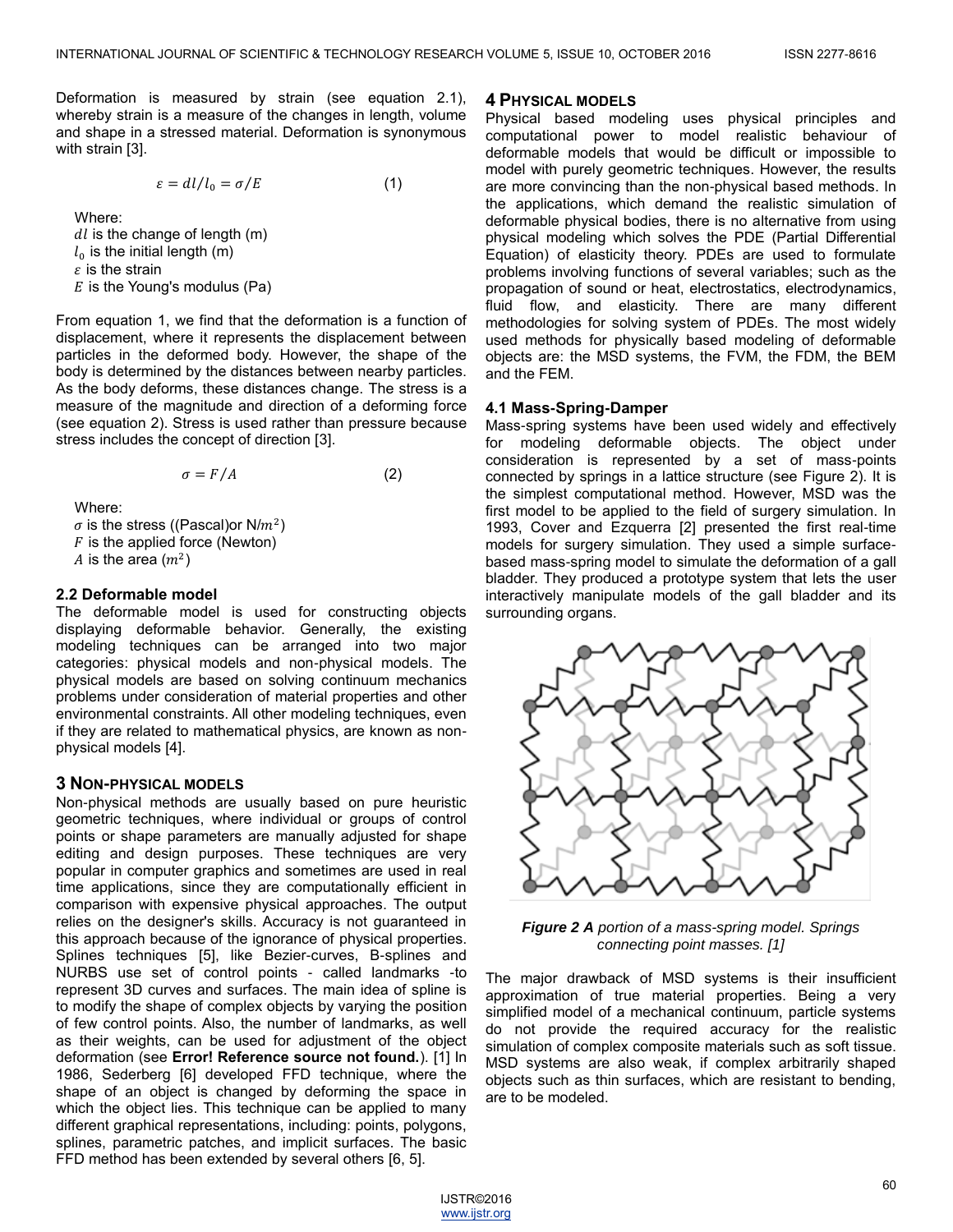Deformation is measured by strain (see equation 2.1), whereby strain is a measure of the changes in length, volume and shape in a stressed material. Deformation is synonymous with strain [3].

$$\varepsilon = dl/l_0 = \sigma/E \qquad (1)$$

Where:
$dl$ is the change of length (m)
$l_0$ is the initial length (m)
$\varepsilon$ is the strain
$E$ is the Young's modulus (Pa)

From equation 1, we find that the deformation is a function of displacement, where it represents the displacement between particles in the deformed body. However, the shape of the body is determined by the distances between nearby particles. As the body deforms, these distances change. The stress is a measure of the magnitude and direction of a deforming force (see equation 2). Stress is used rather than pressure because stress includes the concept of direction [3].

$$\sigma = F/A \qquad (2)$$

Where:
$\sigma$ is the stress ((Pascal)or N/$m^2$)
$F$ is the applied force (Newton)
$A$ is the area ($m^2$)

### 2.2 Deformable model

The deformable model is used for constructing objects displaying deformable behavior. Generally, the existing modeling techniques can be arranged into two major categories: physical models and non-physical models. The physical models are based on solving continuum mechanics problems under consideration of material properties and other environmental constraints. All other modeling techniques, even if they are related to mathematical physics, are known as non-physical models [4].

## 3 NON-PHYSICAL MODELS

Non-physical methods are usually based on pure heuristic geometric techniques, where individual or groups of control points or shape parameters are manually adjusted for shape editing and design purposes. These techniques are very popular in computer graphics and sometimes are used in real time applications, since they are computationally efficient in comparison with expensive physical approaches. The output relies on the designer's skills. Accuracy is not guaranteed in this approach because of the ignorance of physical properties. Splines techniques [5], like Bezier-curves, B-splines and NURBS use set of control points - called landmarks -to represent 3D curves and surfaces. The main idea of spline is to modify the shape of complex objects by varying the position of few control points. Also, the number of landmarks, as well as their weights, can be used for adjustment of the object deformation (see **Error! Reference source not found.**). [1] In 1986, Sederberg [6] developed FFD technique, where the shape of an object is changed by deforming the space in which the object lies. This technique can be applied to many different graphical representations, including: points, polygons, splines, parametric patches, and implicit surfaces. The basic FFD method has been extended by several others [6, 5].

## 4 PHYSICAL MODELS

Physical based modeling uses physical principles and computational power to model realistic behaviour of deformable models that would be difficult or impossible to model with purely geometric techniques. However, the results are more convincing than the non-physical based methods. In the applications, which demand the realistic simulation of deformable physical bodies, there is no alternative from using physical modeling which solves the PDE (Partial Differential Equation) of elasticity theory. PDEs are used to formulate problems involving functions of several variables; such as the propagation of sound or heat, electrostatics, electrodynamics, fluid flow, and elasticity. There are many different methodologies for solving system of PDEs. The most widely used methods for physically based modeling of deformable objects are: the MSD systems, the FVM, the FDM, the BEM and the FEM.

### 4.1 Mass-Spring-Damper

Mass-spring systems have been used widely and effectively for modeling deformable objects. The object under consideration is represented by a set of mass-points connected by springs in a lattice structure (see Figure 2). It is the simplest computational method. However, MSD was the first model to be applied to the field of surgery simulation. In 1993, Cover and Ezquerra [2] presented the first real-time models for surgery simulation. They used a simple surface-based mass-spring model to simulate the deformation of a gall bladder. They produced a prototype system that lets the user interactively manipulate models of the gall bladder and its surrounding organs.

***Figure 2 A*** *portion of a mass-spring model. Springs connecting point masses. [1]*

The major drawback of MSD systems is their insufficient approximation of true material properties. Being a very simplified model of a mechanical continuum, particle systems do not provide the required accuracy for the realistic simulation of complex composite materials such as soft tissue. MSD systems are also weak, if complex arbitrarily shaped objects such as thin surfaces, which are resistant to bending, are to be modeled.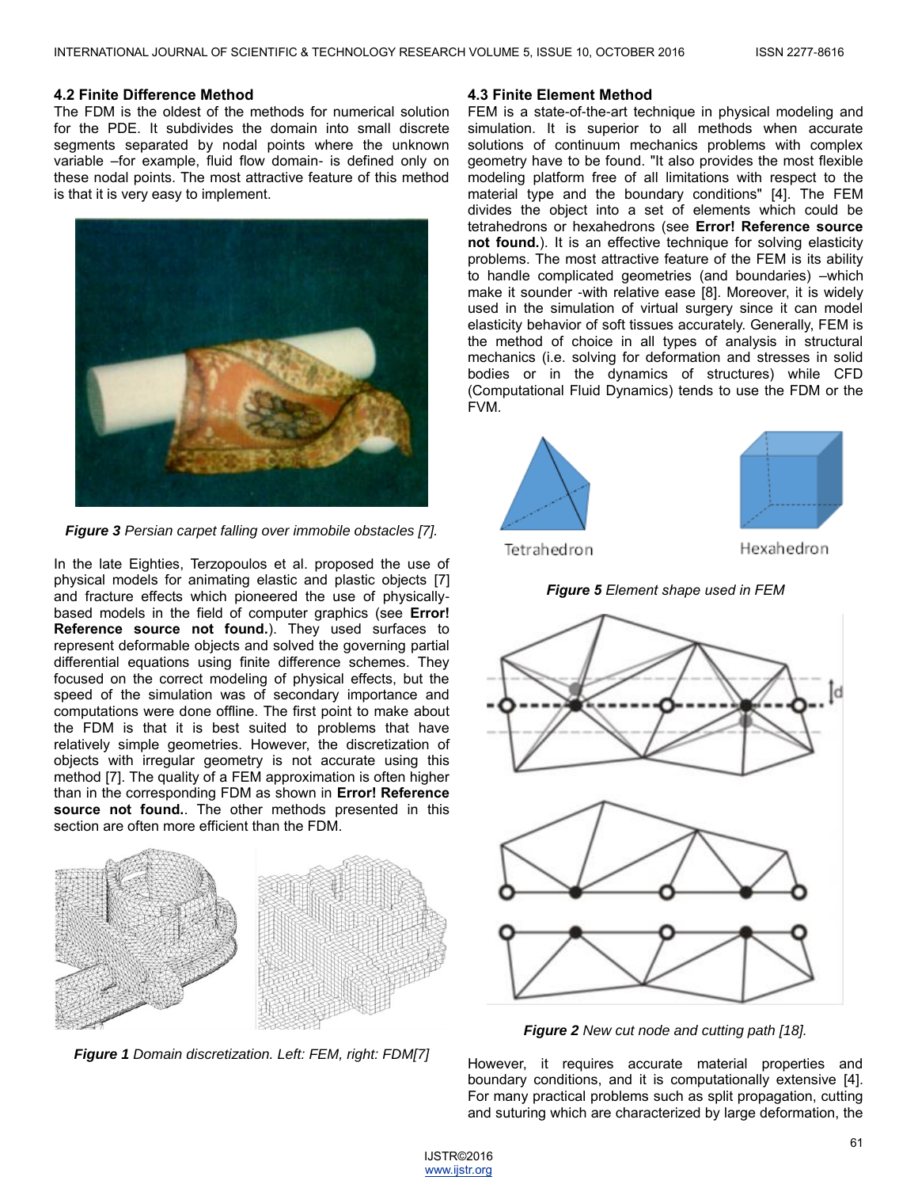### 4.2 Finite Difference Method

The FDM is the oldest of the methods for numerical solution for the PDE. It subdivides the domain into small discrete segments separated by nodal points where the unknown variable –for example, fluid flow domain- is defined only on these nodal points. The most attractive feature of this method is that it is very easy to implement.

***Figure 3*** *Persian carpet falling over immobile obstacles [7].*

In the late Eighties, Terzopoulos et al. proposed the use of physical models for animating elastic and plastic objects [7] and fracture effects which pioneered the use of physically-based models in the field of computer graphics (see **Error! Reference source not found.**). They used surfaces to represent deformable objects and solved the governing partial differential equations using finite difference schemes. They focused on the correct modeling of physical effects, but the speed of the simulation was of secondary importance and computations were done offline. The first point to make about the FDM is that it is best suited to problems that have relatively simple geometries. However, the discretization of objects with irregular geometry is not accurate using this method [7]. The quality of a FEM approximation is often higher than in the corresponding FDM as shown in **Error! Reference source not found.**. The other methods presented in this section are often more efficient than the FDM.

***Figure 1*** *Domain discretization. Left: FEM, right: FDM[7]*

### 4.3 Finite Element Method

FEM is a state-of-the-art technique in physical modeling and simulation. It is superior to all methods when accurate solutions of continuum mechanics problems with complex geometry have to be found. "It also provides the most flexible modeling platform free of all limitations with respect to the material type and the boundary conditions" [4]. The FEM divides the object into a set of elements which could be tetrahedrons or hexahedrons (see **Error! Reference source not found.**). It is an effective technique for solving elasticity problems. The most attractive feature of the FEM is its ability to handle complicated geometries (and boundaries) –which make it sounder -with relative ease [8]. Moreover, it is widely used in the simulation of virtual surgery since it can model elasticity behavior of soft tissues accurately. Generally, FEM is the method of choice in all types of analysis in structural mechanics (i.e. solving for deformation and stresses in solid bodies or in the dynamics of structures) while CFD (Computational Fluid Dynamics) tends to use the FDM or the FVM.

Tetrahedron Hexahedron

***Figure 5*** *Element shape used in FEM*

***Figure 2*** *New cut node and cutting path [18].*

However, it requires accurate material properties and boundary conditions, and it is computationally extensive [4]. For many practical problems such as split propagation, cutting and suturing which are characterized by large deformation, the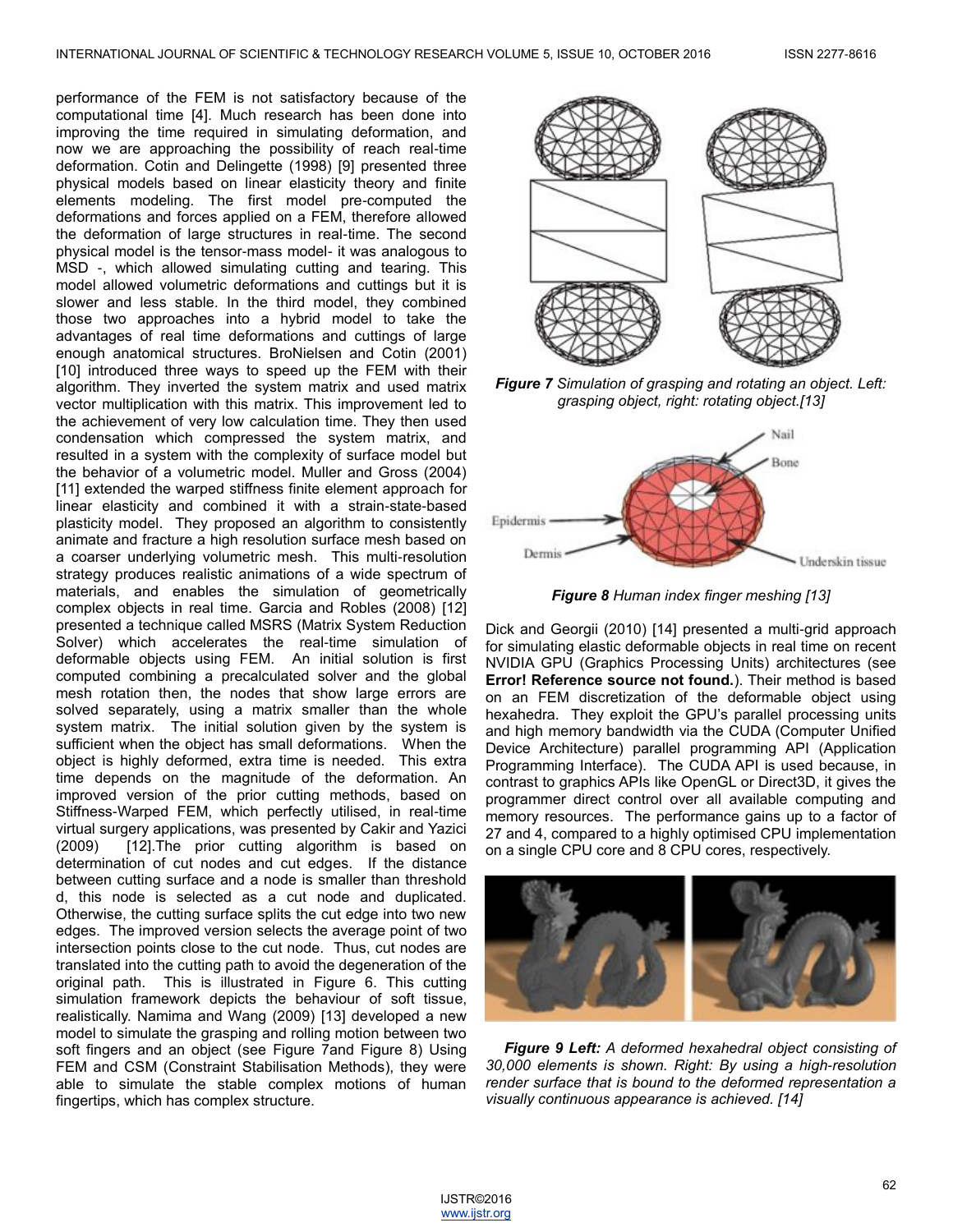performance of the FEM is not satisfactory because of the computational time [4]. Much research has been done into improving the time required in simulating deformation, and now we are approaching the possibility of reach real-time deformation. Cotin and Delingette (1998) [9] presented three physical models based on linear elasticity theory and finite elements modeling. The first model pre-computed the deformations and forces applied on a FEM, therefore allowed the deformation of large structures in real-time. The second physical model is the tensor-mass model- it was analogous to MSD -, which allowed simulating cutting and tearing. This model allowed volumetric deformations and cuttings but it is slower and less stable. In the third model, they combined those two approaches into a hybrid model to take the advantages of real time deformations and cuttings of large enough anatomical structures. BroNielsen and Cotin (2001) [10] introduced three ways to speed up the FEM with their algorithm. They inverted the system matrix and used matrix vector multiplication with this matrix. This improvement led to the achievement of very low calculation time. They then used condensation which compressed the system matrix, and resulted in a system with the complexity of surface model but the behavior of a volumetric model. Muller and Gross (2004) [11] extended the warped stiffness finite element approach for linear elasticity and combined it with a strain-state-based plasticity model. They proposed an algorithm to consistently animate and fracture a high resolution surface mesh based on a coarser underlying volumetric mesh. This multi-resolution strategy produces realistic animations of a wide spectrum of materials, and enables the simulation of geometrically complex objects in real time. Garcia and Robles (2008) [12] presented a technique called MSRS (Matrix System Reduction Solver) which accelerates the real-time simulation of deformable objects using FEM. An initial solution is first computed combining a precalculated solver and the global mesh rotation then, the nodes that show large errors are solved separately, using a matrix smaller than the whole system matrix. The initial solution given by the system is sufficient when the object has small deformations. When the object is highly deformed, extra time is needed. This extra time depends on the magnitude of the deformation. An improved version of the prior cutting methods, based on Stiffness-Warped FEM, which perfectly utilised, in real-time virtual surgery applications, was presented by Cakir and Yazici (2009) [12].The prior cutting algorithm is based on determination of cut nodes and cut edges. If the distance between cutting surface and a node is smaller than threshold d, this node is selected as a cut node and duplicated. Otherwise, the cutting surface splits the cut edge into two new edges. The improved version selects the average point of two intersection points close to the cut node. Thus, cut nodes are translated into the cutting path to avoid the degeneration of the original path. This is illustrated in Figure 6. This cutting simulation framework depicts the behaviour of soft tissue, realistically. Namima and Wang (2009) [13] developed a new model to simulate the grasping and rolling motion between two soft fingers and an object (see Figure 7and Figure 8) Using FEM and CSM (Constraint Stabilisation Methods), they were able to simulate the stable complex motions of human fingertips, which has complex structure.

***Figure 7*** *Simulation of grasping and rotating an object. Left: grasping object, right: rotating object.[13]*

***Figure 8*** *Human index finger meshing [13]*

Dick and Georgii (2010) [14] presented a multi-grid approach for simulating elastic deformable objects in real time on recent NVIDIA GPU (Graphics Processing Units) architectures (see **Error! Reference source not found.**). Their method is based on an FEM discretization of the deformable object using hexahedra. They exploit the GPU's parallel processing units and high memory bandwidth via the CUDA (Computer Unified Device Architecture) parallel programming API (Application Programming Interface). The CUDA API is used because, in contrast to graphics APIs like OpenGL or Direct3D, it gives the programmer direct control over all available computing and memory resources. The performance gains up to a factor of 27 and 4, compared to a highly optimised CPU implementation on a single CPU core and 8 CPU cores, respectively.

***Figure 9 Left:*** *A deformed hexahedral object consisting of 30,000 elements is shown. Right: By using a high-resolution render surface that is bound to the deformed representation a visually continuous appearance is achieved. [14]*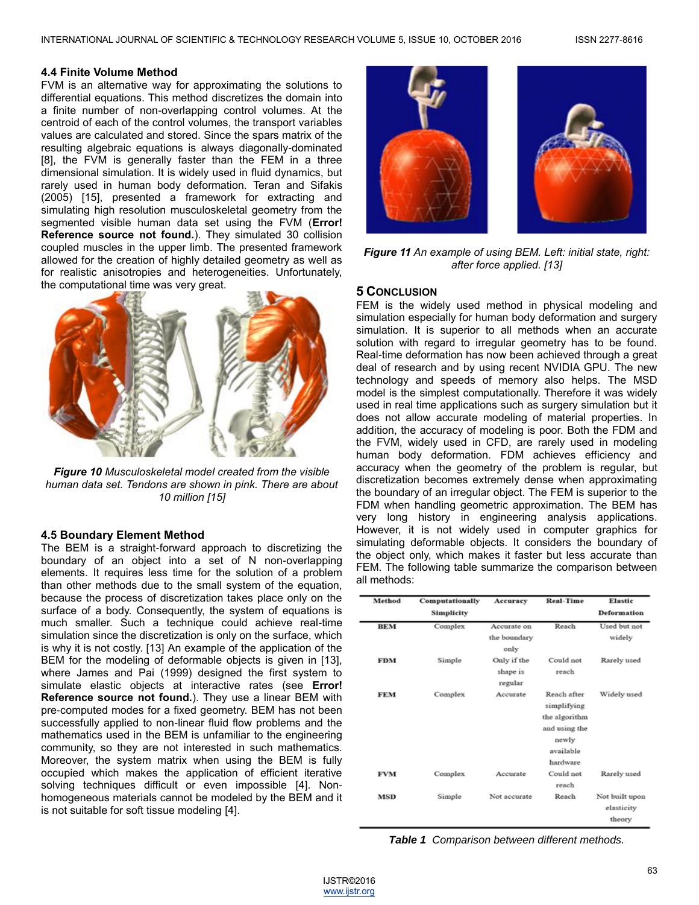### 4.4 Finite Volume Method

FVM is an alternative way for approximating the solutions to differential equations. This method discretizes the domain into a finite number of non-overlapping control volumes. At the centroid of each of the control volumes, the transport variables values are calculated and stored. Since the spars matrix of the resulting algebraic equations is always diagonally-dominated [8], the FVM is generally faster than the FEM in a three dimensional simulation. It is widely used in fluid dynamics, but rarely used in human body deformation. Teran and Sifakis (2005) [15], presented a framework for extracting and simulating high resolution musculoskeletal geometry from the segmented visible human data set using the FVM (**Error! Reference source not found.**). They simulated 30 collision coupled muscles in the upper limb. The presented framework allowed for the creation of highly detailed geometry as well as for realistic anisotropies and heterogeneities. Unfortunately, the computational time was very great.

***Figure 10*** *Musculoskeletal model created from the visible human data set. Tendons are shown in pink. There are about 10 million [15]*

### 4.5 Boundary Element Method

The BEM is a straight-forward approach to discretizing the boundary of an object into a set of N non-overlapping elements. It requires less time for the solution of a problem than other methods due to the small system of the equation, because the process of discretization takes place only on the surface of a body. Consequently, the system of equations is much smaller. Such a technique could achieve real-time simulation since the discretization is only on the surface, which is why it is not costly. [13] An example of the application of the BEM for the modeling of deformable objects is given in [13], where James and Pai (1999) designed the first system to simulate elastic objects at interactive rates (see **Error! Reference source not found.**). They use a linear BEM with pre-computed modes for a fixed geometry. BEM has not been successfully applied to non-linear fluid flow problems and the mathematics used in the BEM is unfamiliar to the engineering community, so they are not interested in such mathematics. Moreover, the system matrix when using the BEM is fully occupied which makes the application of efficient iterative solving techniques difficult or even impossible [4]. Non-homogeneous materials cannot be modeled by the BEM and it is not suitable for soft tissue modeling [4].

***Figure 11*** *An example of using BEM. Left: initial state, right: after force applied. [13]*

## 5 Conclusion

FEM is the widely used method in physical modeling and simulation especially for human body deformation and surgery simulation. It is superior to all methods when an accurate solution with regard to irregular geometry has to be found. Real-time deformation has now been achieved through a great deal of research and by using recent NVIDIA GPU. The new technology and speeds of memory also helps. The MSD model is the simplest computationally. Therefore it was widely used in real time applications such as surgery simulation but it does not allow accurate modeling of material properties. In addition, the accuracy of modeling is poor. Both the FDM and the FVM, widely used in CFD, are rarely used in modeling human body deformation. FDM achieves efficiency and accuracy when the geometry of the problem is regular, but discretization becomes extremely dense when approximating the boundary of an irregular object. The FEM is superior to the FDM when handling geometric approximation. The BEM has very long history in engineering analysis applications. However, it is not widely used in computer graphics for simulating deformable objects. It considers the boundary of the object only, which makes it faster but less accurate than FEM. The following table summarize the comparison between all methods:

| Method | Computationally Simplicity | Accuracy | Real-Time | Elastic Deformation |
| --- | --- | --- | --- | --- |
| BEM | Complex | Accurate on the boundary only | Reach | Used but not widely |
| FDM | Simple | Only if the shape is regular | Could not reach | Rarely used |
| FEM | Complex | Accurate | Reach after simplifying the algorithm and using the newly available hardware | Widely used |
| FVM | Complex | Accurate | Could not reach | Rarely used |
| MSD | Simple | Not accurate | Reach | Not built upon elasticity theory |

***Table 1*** *Comparison between different methods.*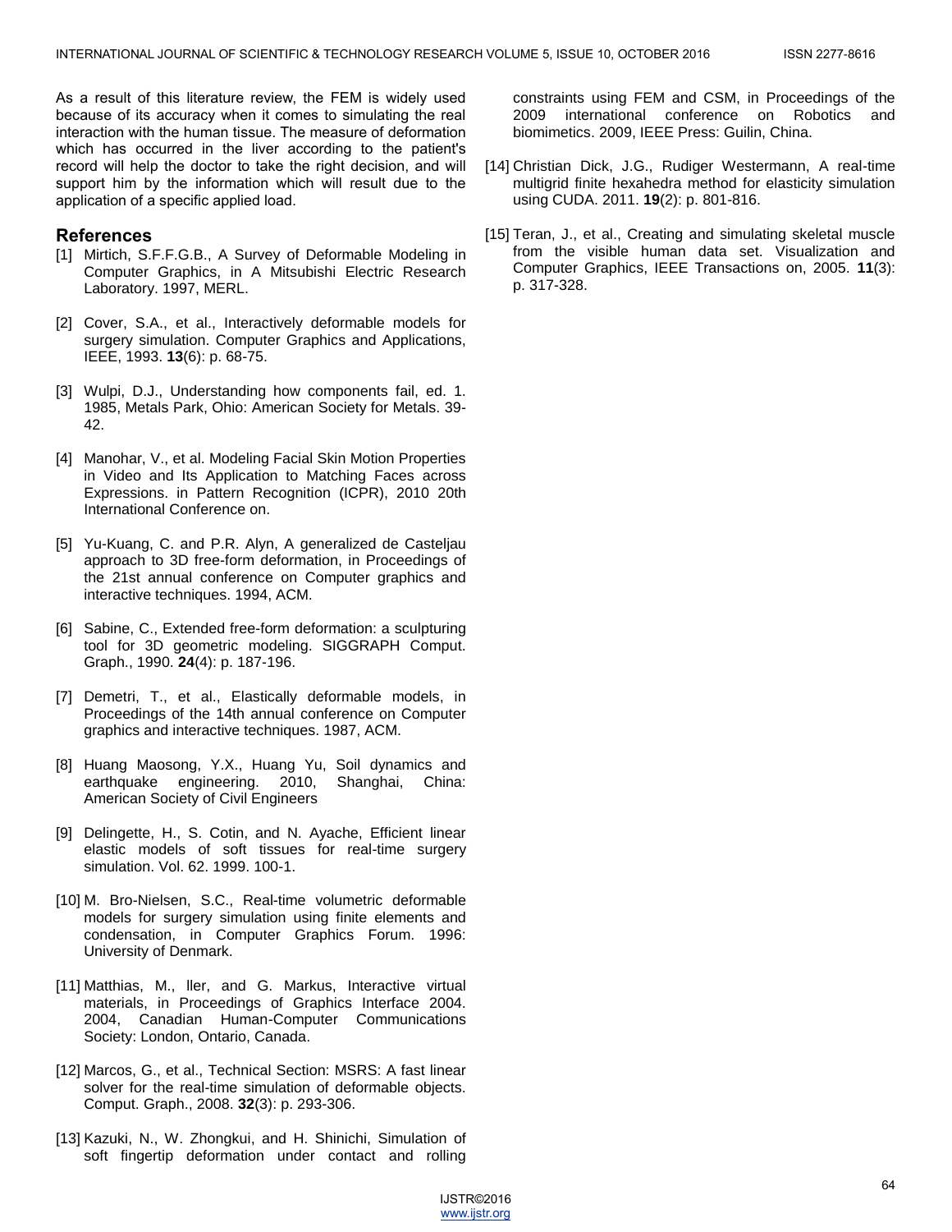As a result of this literature review, the FEM is widely used because of its accuracy when it comes to simulating the real interaction with the human tissue. The measure of deformation which has occurred in the liver according to the patient's record will help the doctor to take the right decision, and will support him by the information which will result due to the application of a specific applied load.

## References

[1] Mirtich, S.F.F.G.B., A Survey of Deformable Modeling in Computer Graphics, in A Mitsubishi Electric Research Laboratory. 1997, MERL.

[2] Cover, S.A., et al., Interactively deformable models for surgery simulation. Computer Graphics and Applications, IEEE, 1993. **13**(6): p. 68-75.

[3] Wulpi, D.J., Understanding how components fail, ed. 1. 1985, Metals Park, Ohio: American Society for Metals. 39-42.

[4] Manohar, V., et al. Modeling Facial Skin Motion Properties in Video and Its Application to Matching Faces across Expressions. in Pattern Recognition (ICPR), 2010 20th International Conference on.

[5] Yu-Kuang, C. and P.R. Alyn, A generalized de Casteljau approach to 3D free-form deformation, in Proceedings of the 21st annual conference on Computer graphics and interactive techniques. 1994, ACM.

[6] Sabine, C., Extended free-form deformation: a sculpturing tool for 3D geometric modeling. SIGGRAPH Comput. Graph., 1990. **24**(4): p. 187-196.

[7] Demetri, T., et al., Elastically deformable models, in Proceedings of the 14th annual conference on Computer graphics and interactive techniques. 1987, ACM.

[8] Huang Maosong, Y.X., Huang Yu, Soil dynamics and earthquake engineering. 2010, Shanghai, China: American Society of Civil Engineers

[9] Delingette, H., S. Cotin, and N. Ayache, Efficient linear elastic models of soft tissues for real-time surgery simulation. Vol. 62. 1999. 100-1.

[10] M. Bro-Nielsen, S.C., Real-time volumetric deformable models for surgery simulation using finite elements and condensation, in Computer Graphics Forum. 1996: University of Denmark.

[11] Matthias, M., ller, and G. Markus, Interactive virtual materials, in Proceedings of Graphics Interface 2004. 2004, Canadian Human-Computer Communications Society: London, Ontario, Canada.

[12] Marcos, G., et al., Technical Section: MSRS: A fast linear solver for the real-time simulation of deformable objects. Comput. Graph., 2008. **32**(3): p. 293-306.

[13] Kazuki, N., W. Zhongkui, and H. Shinichi, Simulation of soft fingertip deformation under contact and rolling constraints using FEM and CSM, in Proceedings of the 2009 international conference on Robotics and biomimetics. 2009, IEEE Press: Guilin, China.

[14] Christian Dick, J.G., Rudiger Westermann, A real-time multigrid finite hexahedra method for elasticity simulation using CUDA. 2011. **19**(2): p. 801-816.

[15] Teran, J., et al., Creating and simulating skeletal muscle from the visible human data set. Visualization and Computer Graphics, IEEE Transactions on, 2005. **11**(3): p. 317-328.